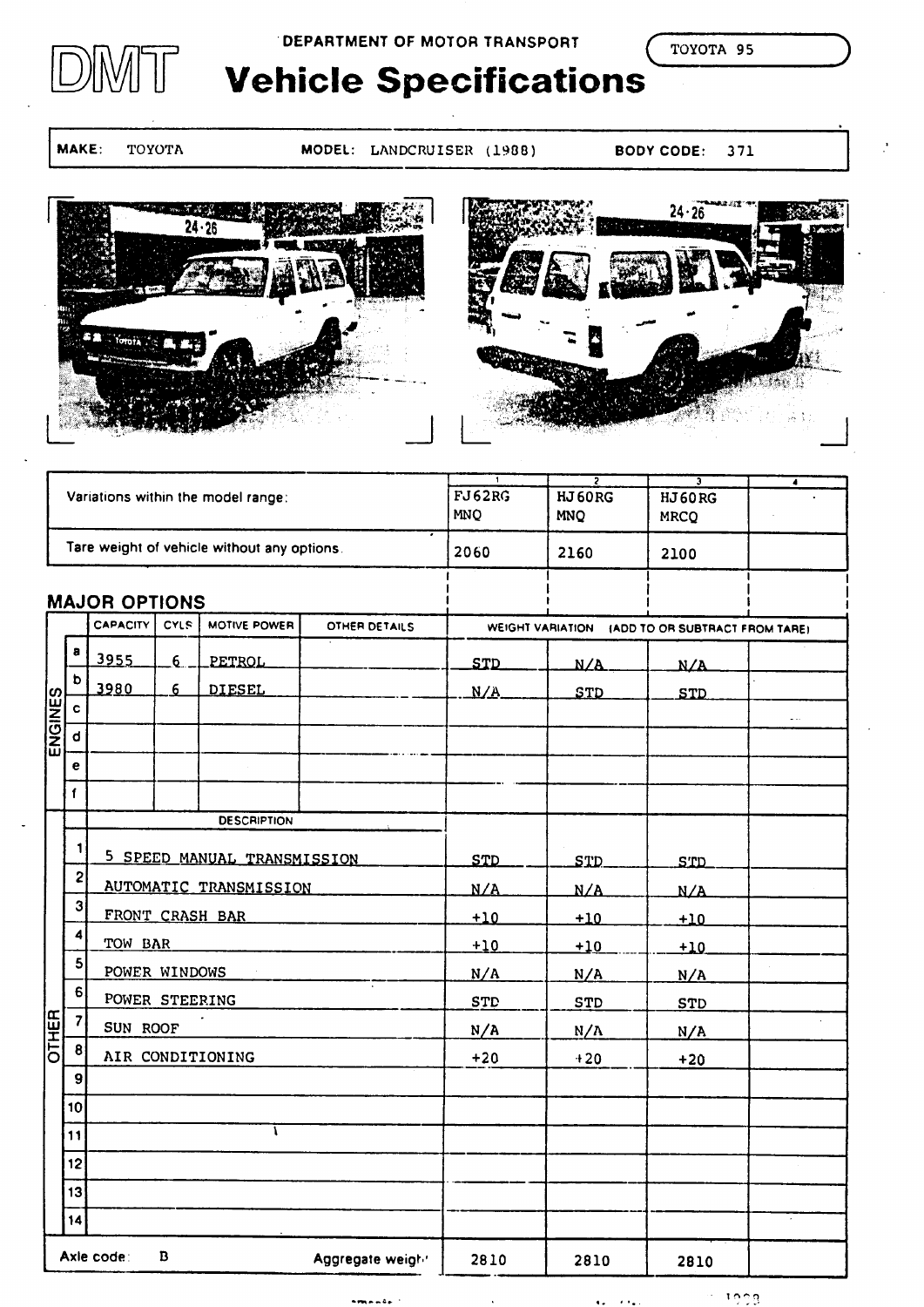DEPARTMENT OF MOTOR TRANSPORT

TOYOTA 95

# DMT Vehicle Specifications

**MAKE:** TOYOTA **MODEL:** LANDCRUISER (1988) **BODY CODE:** 371

| | 1 | 2 | 3 | 4 |
|---|---|---|---|---|
| Variations within the model range: | FJ62RG MNQ | HJ60RG MNQ | HJ60RG MRCQ | |
| Tare weight of vehicle without any options. | 2060 | 2160 | 2100 | |

## MAJOR OPTIONS

| | | CAPACITY | CYLS | MOTIVE POWER | OTHER DETAILS | WEIGHT VARIATION (ADD TO OR SUBTRACT FROM TARE) | | | |
|---|---|---|---|---|---|---|---|---|---|
| ENGINES | a | 3955 | 6 | PETROL | | STD | N/A | N/A | |
| | b | 3980 | 6 | DIESEL | | N/A | STD | STD | |
| | c | | | | | | | | |
| | d | | | | | | | | |
| | e | | | | | | | | |
| | f | | | | | | | | |

| | | DESCRIPTION | | | | |
|---|---|---|---|---|---|---|
| OTHER | 1 | 5 SPEED MANUAL TRANSMISSION | STD | STD | STD | |
| | 2 | AUTOMATIC TRANSMISSION | N/A | N/A | N/A | |
| | 3 | FRONT CRASH BAR | +10 | +10 | +10 | |
| | 4 | TOW BAR | +10 | +10 | +10 | |
| | 5 | POWER WINDOWS | N/A | N/A | N/A | |
| | 6 | POWER STEERING | STD | STD | STD | |
| | 7 | SUN ROOF | N/A | N/A | N/A | |
| | 8 | AIR CONDITIONING | +20 | +20 | +20 | |
| | 9 | | | | | |
| | 10 | | | | | |
| | 11 | | | | | |
| | 12 | | | | | |
| | 13 | | | | | |
| | 14 | | | | | |

| Axle code: B | Aggregate weight | 2810 | 2810 | 2810 | |
|---|---|---|---|---|---|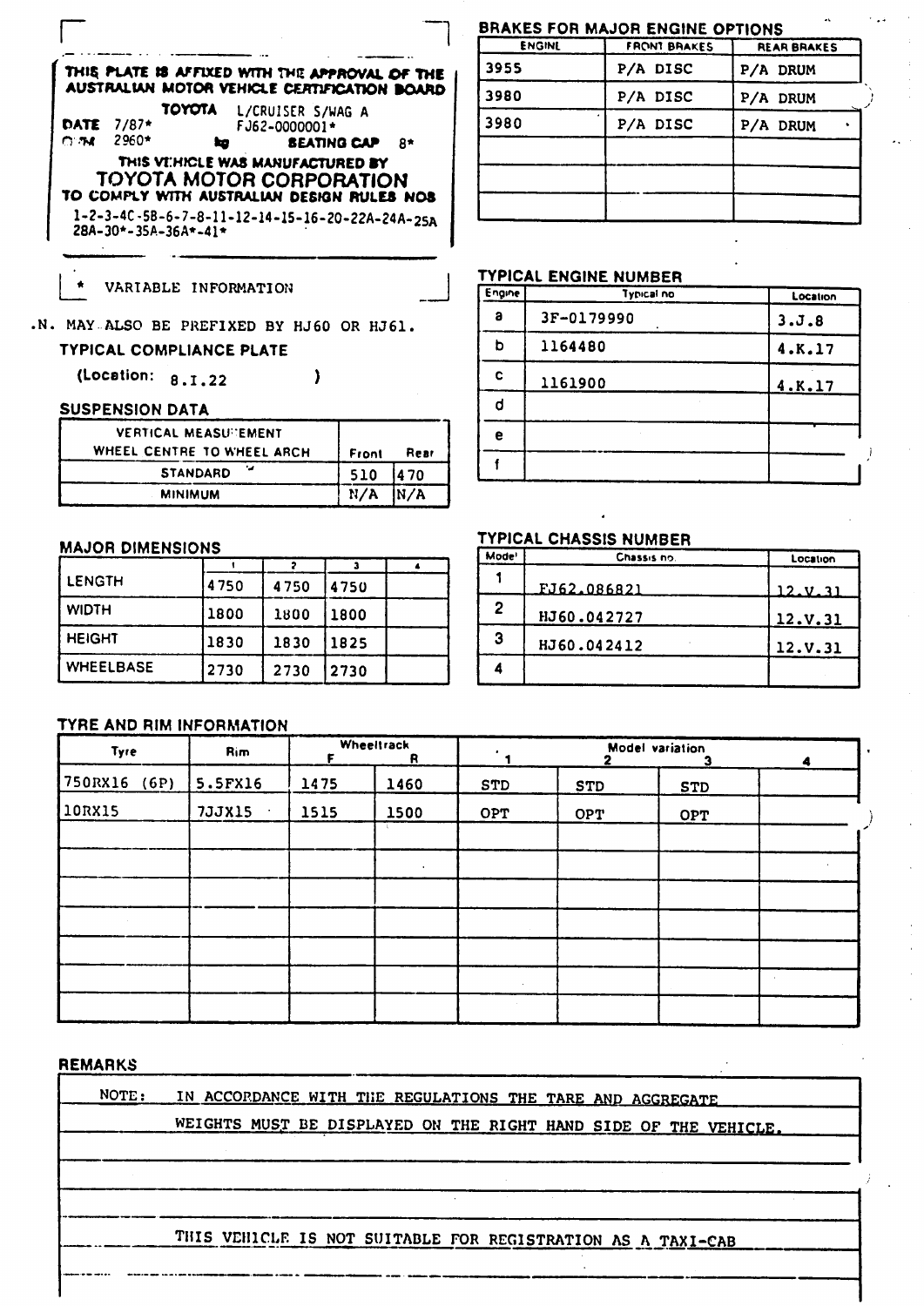THIS PLATE IS AFFIXED WITH THE APPROVAL OF THE AUSTRALIAN MOTOR VEHICLE CERTIFICATION BOARD

TOYOTA L/CRUISER S/WAG A
FJ62-0000001*

DATE 7/87*

GVM 2960* kg SEATING CAP 8*

THIS VEHICLE WAS MANUFACTURED BY
TOYOTA MOTOR CORPORATION
TO COMPLY WITH AUSTRALIAN DESIGN RULES NOS
1-2-3-4C-5B-6-7-8-11-12-14-15-16-20-22A-24A-25A
28A-30*-35A-36A*-41*

\* VARIABLE INFORMATION

.N. MAY ALSO BE PREFIXED BY HJ60 OR HJ61.

### TYPICAL COMPLIANCE PLATE

(Location: 8.I.22 )

### SUSPENSION DATA

| VERTICAL MEASUREMENT WHEEL CENTRE TO WHEEL ARCH | Front | Rear |
|---|---|---|
| STANDARD | 510 | 470 |
| MINIMUM | N/A | N/A |

### MAJOR DIMENSIONS

| | 1 | 2 | 3 | 4 |
|---|---|---|---|---|
| LENGTH | 4750 | 4750 | 4750 | |
| WIDTH | 1800 | 1800 | 1800 | |
| HEIGHT | 1830 | 1830 | 1825 | |
| WHEELBASE | 2730 | 2730 | 2730 | |

### BRAKES FOR MAJOR ENGINE OPTIONS

| ENGINE | FRONT BRAKES | REAR BRAKES |
|---|---|---|
| 3955 | P/A DISC | P/A DRUM |
| 3980 | P/A DISC | P/A DRUM |
| 3980 | P/A DISC | P/A DRUM |
| | | |
| | | |
| | | |

### TYPICAL ENGINE NUMBER

| Engine | Typical no | Location |
|---|---|---|
| a | 3F-0179990 | 3.J.8 |
| b | 1164480 | 4.K.17 |
| c | 1161900 | 4.K.17 |
| d | | |
| e | | |
| f | | |

### TYPICAL CHASSIS NUMBER

| Model | Chassis no. | Location |
|---|---|---|
| 1 | FJ62.086821 | 12.V.31 |
| 2 | HJ60.042727 | 12.V.31 |
| 3 | HJ60.042412 | 12.V.31 |
| 4 | | |

### TYRE AND RIM INFORMATION

| Tyre | Rim | Wheeltrack F | Wheeltrack R | Model variation 1 | 2 | 3 | 4 |
|---|---|---|---|---|---|---|---|
| 750RX16 (6P) | 5.5FX16 | 1475 | 1460 | STD | STD | STD | |
| 10RX15 | 7JJX15 | 1515 | 1500 | OPT | OPT | OPT | |
| | | | | | | | |
| | | | | | | | |
| | | | | | | | |
| | | | | | | | |
| | | | | | | | |
| | | | | | | | |
| | | | | | | | |

### REMARKS

NOTE: IN ACCORDANCE WITH THE REGULATIONS THE TARE AND AGGREGATE WEIGHTS MUST BE DISPLAYED ON THE RIGHT HAND SIDE OF THE VEHICLE.

THIS VEHICLE IS NOT SUITABLE FOR REGISTRATION AS A TAXI-CAB